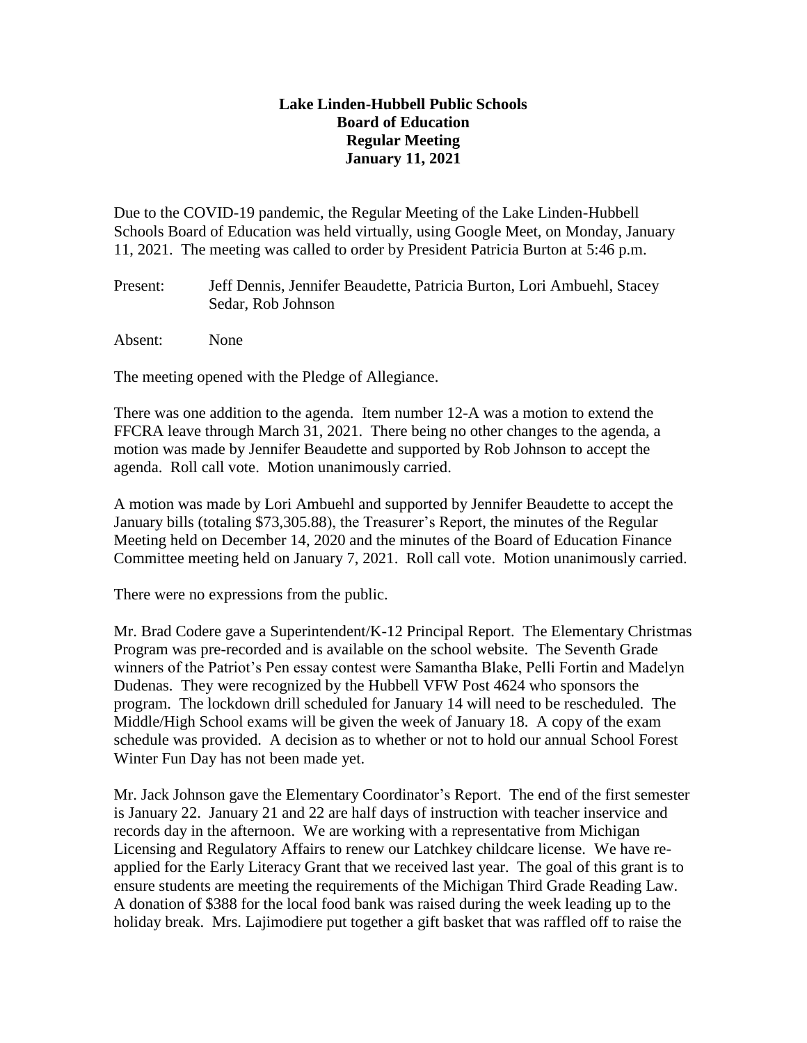# Lake Linden-Hubbell Public Schools
## Board of Education
## Regular Meeting
## January 11, 2021

Due to the COVID-19 pandemic, the Regular Meeting of the Lake Linden-Hubbell Schools Board of Education was held virtually, using Google Meet, on Monday, January 11, 2021. The meeting was called to order by President Patricia Burton at 5:46 p.m.

Present: Jeff Dennis, Jennifer Beaudette, Patricia Burton, Lori Ambuehl, Stacey Sedar, Rob Johnson

Absent: None

The meeting opened with the Pledge of Allegiance.

There was one addition to the agenda. Item number 12-A was a motion to extend the FFCRA leave through March 31, 2021. There being no other changes to the agenda, a motion was made by Jennifer Beaudette and supported by Rob Johnson to accept the agenda. Roll call vote. Motion unanimously carried.

A motion was made by Lori Ambuehl and supported by Jennifer Beaudette to accept the January bills (totaling $73,305.88), the Treasurer's Report, the minutes of the Regular Meeting held on December 14, 2020 and the minutes of the Board of Education Finance Committee meeting held on January 7, 2021. Roll call vote. Motion unanimously carried.

There were no expressions from the public.

Mr. Brad Codere gave a Superintendent/K-12 Principal Report. The Elementary Christmas Program was pre-recorded and is available on the school website. The Seventh Grade winners of the Patriot's Pen essay contest were Samantha Blake, Pelli Fortin and Madelyn Dudenas. They were recognized by the Hubbell VFW Post 4624 who sponsors the program. The lockdown drill scheduled for January 14 will need to be rescheduled. The Middle/High School exams will be given the week of January 18. A copy of the exam schedule was provided. A decision as to whether or not to hold our annual School Forest Winter Fun Day has not been made yet.

Mr. Jack Johnson gave the Elementary Coordinator's Report. The end of the first semester is January 22. January 21 and 22 are half days of instruction with teacher inservice and records day in the afternoon. We are working with a representative from Michigan Licensing and Regulatory Affairs to renew our Latchkey childcare license. We have re-applied for the Early Literacy Grant that we received last year. The goal of this grant is to ensure students are meeting the requirements of the Michigan Third Grade Reading Law. A donation of $388 for the local food bank was raised during the week leading up to the holiday break. Mrs. Lajimodiere put together a gift basket that was raffled off to raise the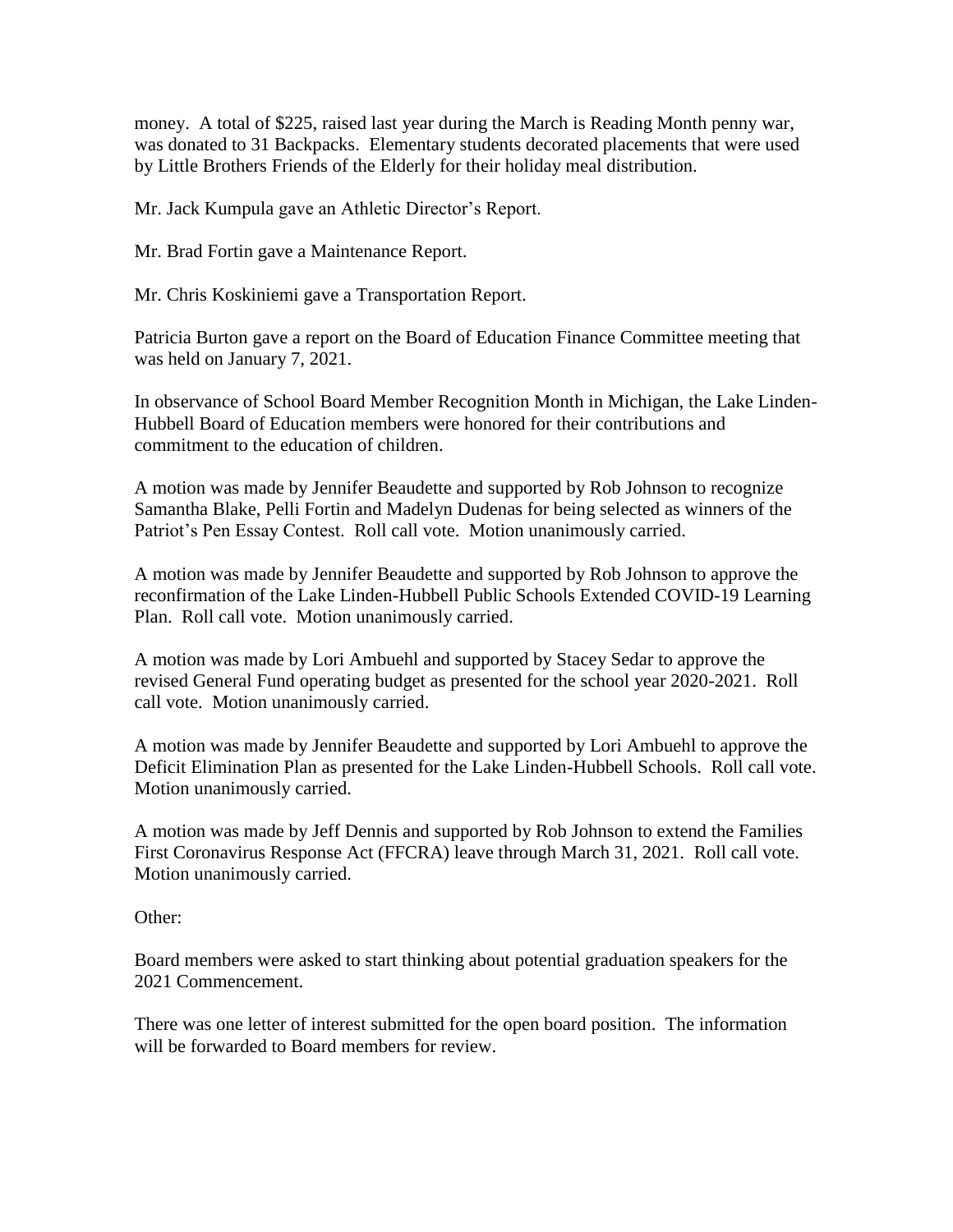money. A total of $225, raised last year during the March is Reading Month penny war, was donated to 31 Backpacks. Elementary students decorated placements that were used by Little Brothers Friends of the Elderly for their holiday meal distribution.

Mr. Jack Kumpula gave an Athletic Director's Report.

Mr. Brad Fortin gave a Maintenance Report.

Mr. Chris Koskiniemi gave a Transportation Report.

Patricia Burton gave a report on the Board of Education Finance Committee meeting that was held on January 7, 2021.

In observance of School Board Member Recognition Month in Michigan, the Lake Linden-Hubbell Board of Education members were honored for their contributions and commitment to the education of children.

A motion was made by Jennifer Beaudette and supported by Rob Johnson to recognize Samantha Blake, Pelli Fortin and Madelyn Dudenas for being selected as winners of the Patriot's Pen Essay Contest. Roll call vote. Motion unanimously carried.

A motion was made by Jennifer Beaudette and supported by Rob Johnson to approve the reconfirmation of the Lake Linden-Hubbell Public Schools Extended COVID-19 Learning Plan. Roll call vote. Motion unanimously carried.

A motion was made by Lori Ambuehl and supported by Stacey Sedar to approve the revised General Fund operating budget as presented for the school year 2020-2021. Roll call vote. Motion unanimously carried.

A motion was made by Jennifer Beaudette and supported by Lori Ambuehl to approve the Deficit Elimination Plan as presented for the Lake Linden-Hubbell Schools. Roll call vote. Motion unanimously carried.

A motion was made by Jeff Dennis and supported by Rob Johnson to extend the Families First Coronavirus Response Act (FFCRA) leave through March 31, 2021. Roll call vote. Motion unanimously carried.

Other:

Board members were asked to start thinking about potential graduation speakers for the 2021 Commencement.

There was one letter of interest submitted for the open board position. The information will be forwarded to Board members for review.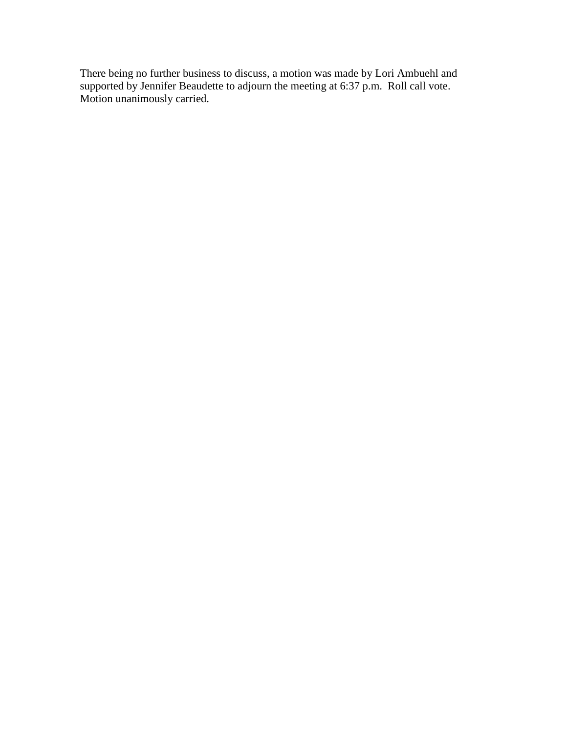There being no further business to discuss, a motion was made by Lori Ambuehl and supported by Jennifer Beaudette to adjourn the meeting at 6:37 p.m. Roll call vote. Motion unanimously carried.